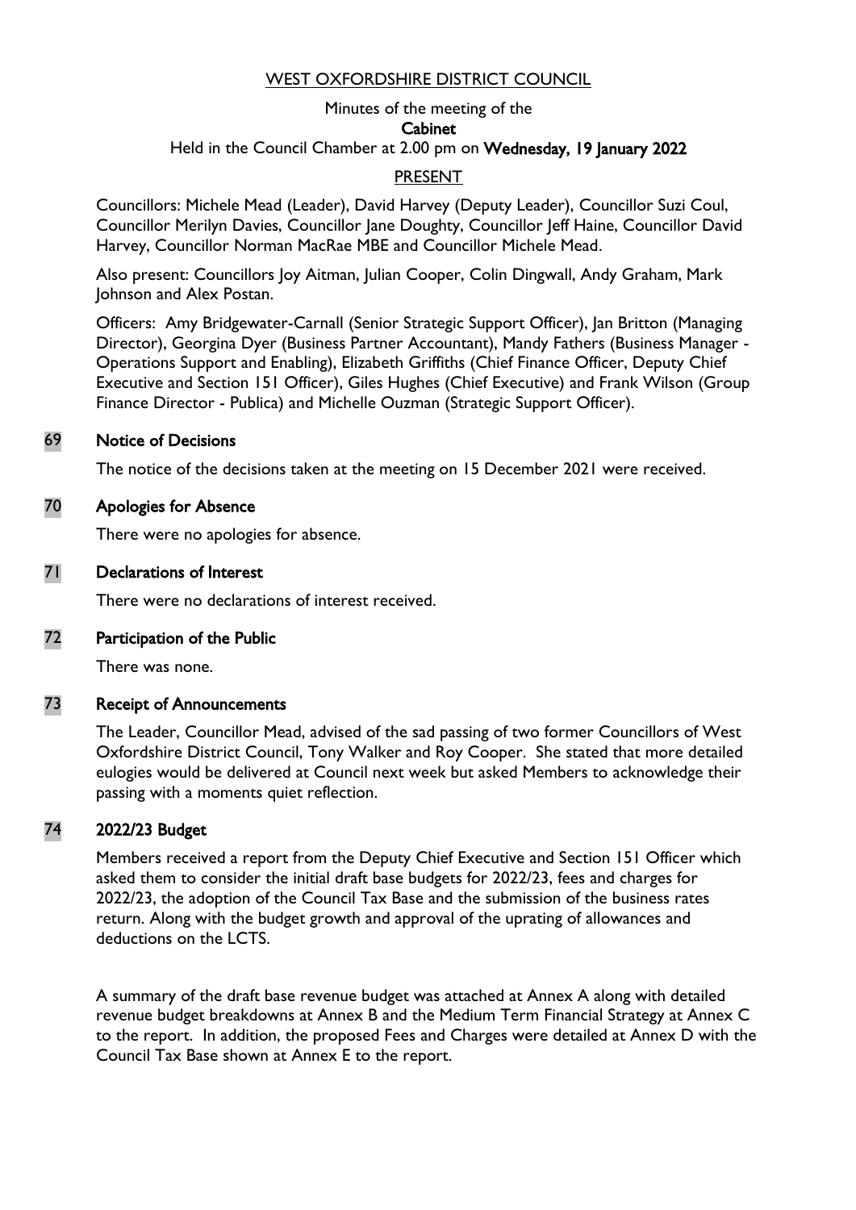WEST OXFORDSHIRE DISTRICT COUNCIL

Minutes of the meeting of the

**Cabinet**

Held in the Council Chamber at 2.00 pm on **Wednesday, 19 January 2022**

PRESENT

Councillors: Michele Mead (Leader), David Harvey (Deputy Leader), Councillor Suzi Coul, Councillor Merilyn Davies, Councillor Jane Doughty, Councillor Jeff Haine, Councillor David Harvey, Councillor Norman MacRae MBE and Councillor Michele Mead.

Also present: Councillors Joy Aitman, Julian Cooper, Colin Dingwall, Andy Graham, Mark Johnson and Alex Postan.

Officers: Amy Bridgewater-Carnall (Senior Strategic Support Officer), Jan Britton (Managing Director), Georgina Dyer (Business Partner Accountant), Mandy Fathers (Business Manager - Operations Support and Enabling), Elizabeth Griffiths (Chief Finance Officer, Deputy Chief Executive and Section 151 Officer), Giles Hughes (Chief Executive) and Frank Wilson (Group Finance Director - Publica) and Michelle Ouzman (Strategic Support Officer).

## 69 Notice of Decisions

The notice of the decisions taken at the meeting on 15 December 2021 were received.

## 70 Apologies for Absence

There were no apologies for absence.

## 71 Declarations of Interest

There were no declarations of interest received.

## 72 Participation of the Public

There was none.

## 73 Receipt of Announcements

The Leader, Councillor Mead, advised of the sad passing of two former Councillors of West Oxfordshire District Council, Tony Walker and Roy Cooper. She stated that more detailed eulogies would be delivered at Council next week but asked Members to acknowledge their passing with a moments quiet reflection.

## 74 2022/23 Budget

Members received a report from the Deputy Chief Executive and Section 151 Officer which asked them to consider the initial draft base budgets for 2022/23, fees and charges for 2022/23, the adoption of the Council Tax Base and the submission of the business rates return. Along with the budget growth and approval of the uprating of allowances and deductions on the LCTS.

A summary of the draft base revenue budget was attached at Annex A along with detailed revenue budget breakdowns at Annex B and the Medium Term Financial Strategy at Annex C to the report. In addition, the proposed Fees and Charges were detailed at Annex D with the Council Tax Base shown at Annex E to the report.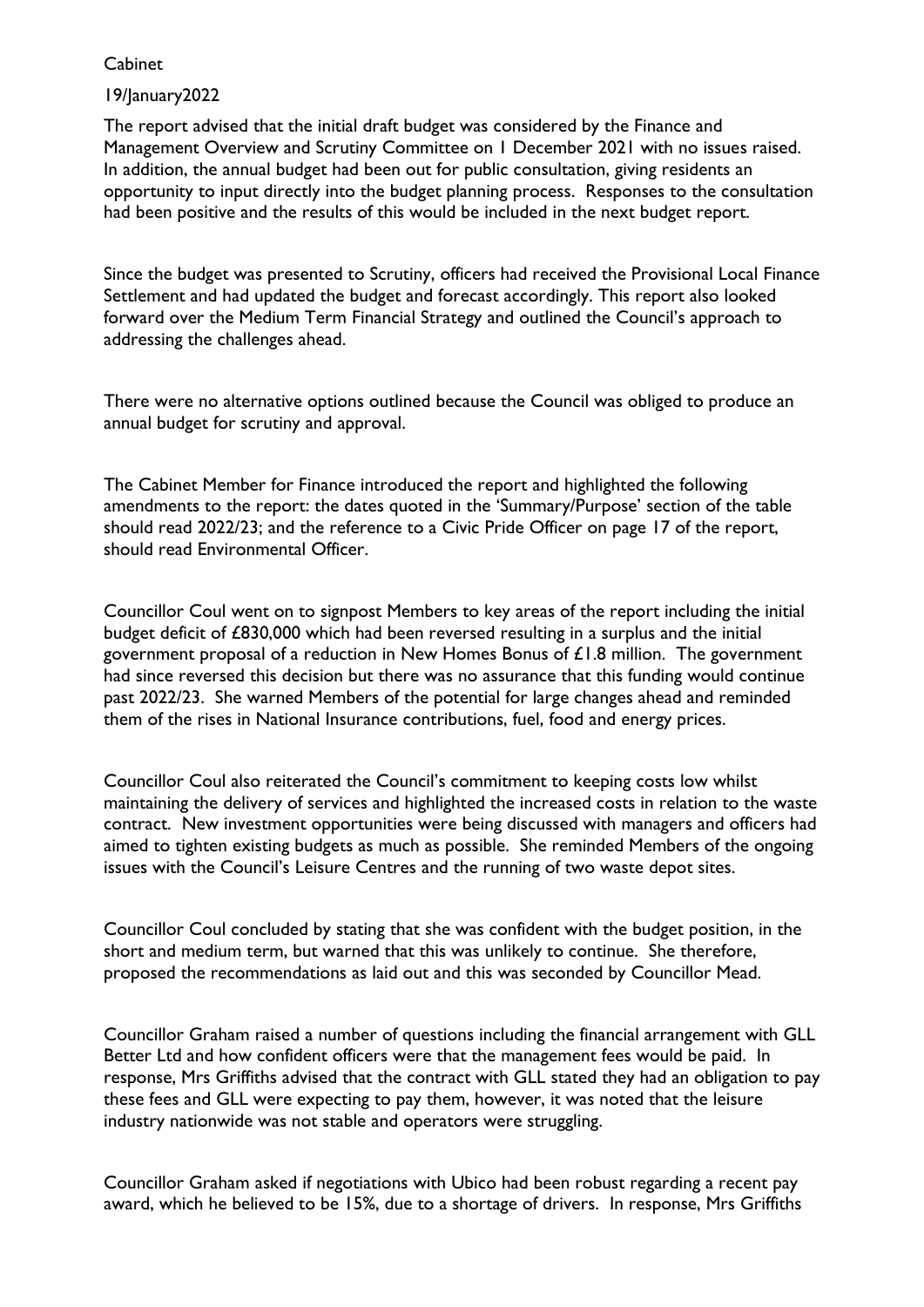Cabinet

19/January2022

The report advised that the initial draft budget was considered by the Finance and Management Overview and Scrutiny Committee on 1 December 2021 with no issues raised. In addition, the annual budget had been out for public consultation, giving residents an opportunity to input directly into the budget planning process. Responses to the consultation had been positive and the results of this would be included in the next budget report.

Since the budget was presented to Scrutiny, officers had received the Provisional Local Finance Settlement and had updated the budget and forecast accordingly. This report also looked forward over the Medium Term Financial Strategy and outlined the Council's approach to addressing the challenges ahead.

There were no alternative options outlined because the Council was obliged to produce an annual budget for scrutiny and approval.

The Cabinet Member for Finance introduced the report and highlighted the following amendments to the report: the dates quoted in the 'Summary/Purpose' section of the table should read 2022/23; and the reference to a Civic Pride Officer on page 17 of the report, should read Environmental Officer.

Councillor Coul went on to signpost Members to key areas of the report including the initial budget deficit of £830,000 which had been reversed resulting in a surplus and the initial government proposal of a reduction in New Homes Bonus of £1.8 million. The government had since reversed this decision but there was no assurance that this funding would continue past 2022/23. She warned Members of the potential for large changes ahead and reminded them of the rises in National Insurance contributions, fuel, food and energy prices.

Councillor Coul also reiterated the Council's commitment to keeping costs low whilst maintaining the delivery of services and highlighted the increased costs in relation to the waste contract. New investment opportunities were being discussed with managers and officers had aimed to tighten existing budgets as much as possible. She reminded Members of the ongoing issues with the Council's Leisure Centres and the running of two waste depot sites.

Councillor Coul concluded by stating that she was confident with the budget position, in the short and medium term, but warned that this was unlikely to continue. She therefore, proposed the recommendations as laid out and this was seconded by Councillor Mead.

Councillor Graham raised a number of questions including the financial arrangement with GLL Better Ltd and how confident officers were that the management fees would be paid. In response, Mrs Griffiths advised that the contract with GLL stated they had an obligation to pay these fees and GLL were expecting to pay them, however, it was noted that the leisure industry nationwide was not stable and operators were struggling.

Councillor Graham asked if negotiations with Ubico had been robust regarding a recent pay award, which he believed to be 15%, due to a shortage of drivers. In response, Mrs Griffiths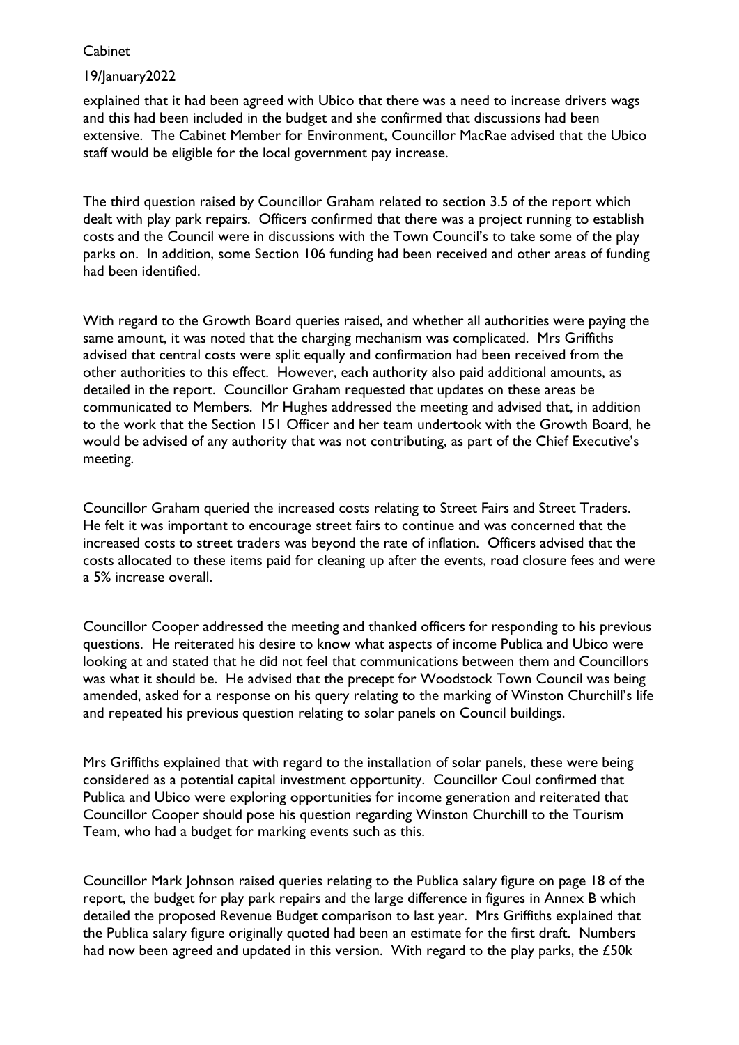explained that it had been agreed with Ubico that there was a need to increase drivers wags and this had been included in the budget and she confirmed that discussions had been extensive. The Cabinet Member for Environment, Councillor MacRae advised that the Ubico staff would be eligible for the local government pay increase.

The third question raised by Councillor Graham related to section 3.5 of the report which dealt with play park repairs. Officers confirmed that there was a project running to establish costs and the Council were in discussions with the Town Council's to take some of the play parks on. In addition, some Section 106 funding had been received and other areas of funding had been identified.

With regard to the Growth Board queries raised, and whether all authorities were paying the same amount, it was noted that the charging mechanism was complicated. Mrs Griffiths advised that central costs were split equally and confirmation had been received from the other authorities to this effect. However, each authority also paid additional amounts, as detailed in the report. Councillor Graham requested that updates on these areas be communicated to Members. Mr Hughes addressed the meeting and advised that, in addition to the work that the Section 151 Officer and her team undertook with the Growth Board, he would be advised of any authority that was not contributing, as part of the Chief Executive's meeting.

Councillor Graham queried the increased costs relating to Street Fairs and Street Traders. He felt it was important to encourage street fairs to continue and was concerned that the increased costs to street traders was beyond the rate of inflation. Officers advised that the costs allocated to these items paid for cleaning up after the events, road closure fees and were a 5% increase overall.

Councillor Cooper addressed the meeting and thanked officers for responding to his previous questions. He reiterated his desire to know what aspects of income Publica and Ubico were looking at and stated that he did not feel that communications between them and Councillors was what it should be. He advised that the precept for Woodstock Town Council was being amended, asked for a response on his query relating to the marking of Winston Churchill's life and repeated his previous question relating to solar panels on Council buildings.

Mrs Griffiths explained that with regard to the installation of solar panels, these were being considered as a potential capital investment opportunity. Councillor Coul confirmed that Publica and Ubico were exploring opportunities for income generation and reiterated that Councillor Cooper should pose his question regarding Winston Churchill to the Tourism Team, who had a budget for marking events such as this.

Councillor Mark Johnson raised queries relating to the Publica salary figure on page 18 of the report, the budget for play park repairs and the large difference in figures in Annex B which detailed the proposed Revenue Budget comparison to last year. Mrs Griffiths explained that the Publica salary figure originally quoted had been an estimate for the first draft. Numbers had now been agreed and updated in this version. With regard to the play parks, the £50k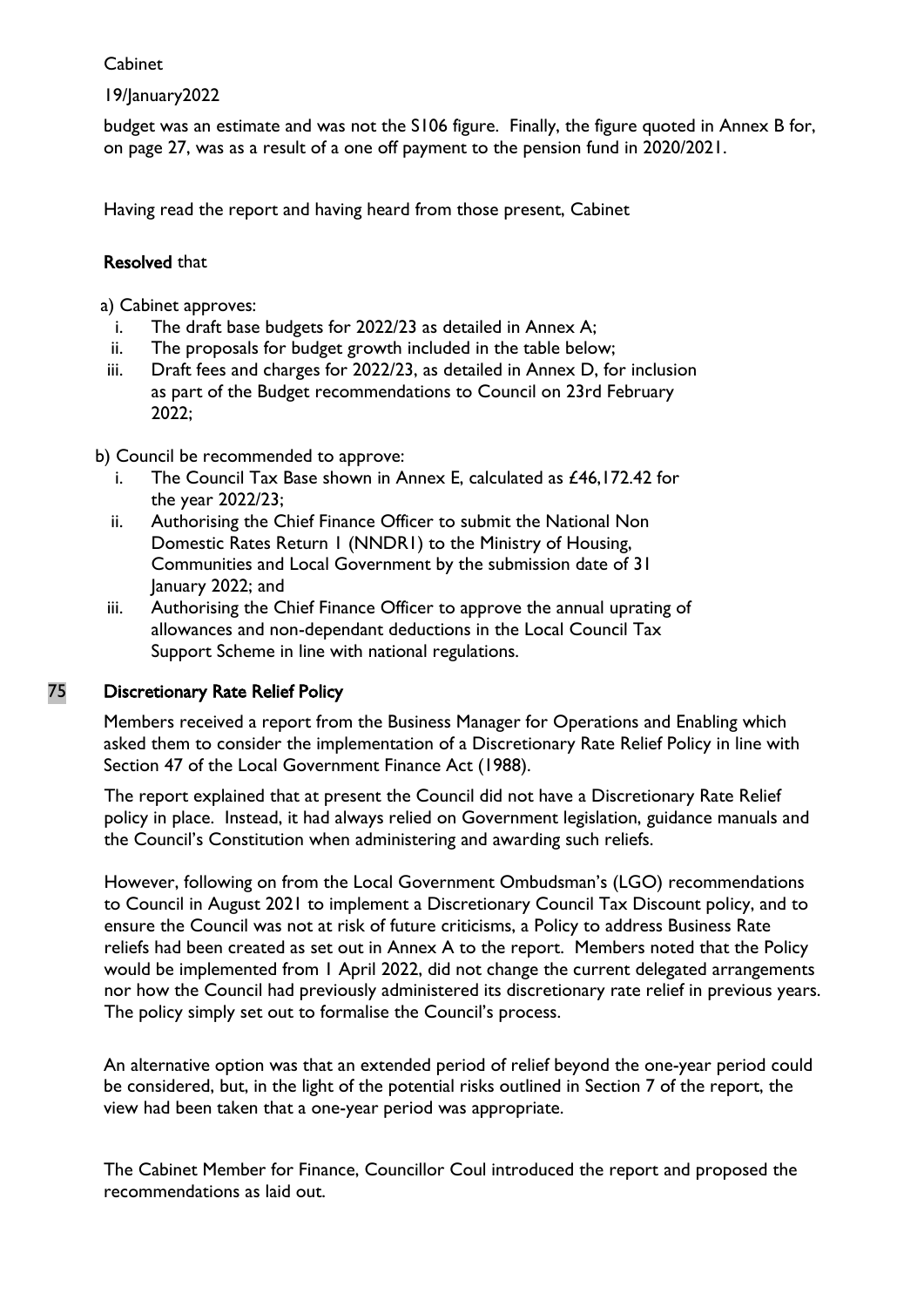budget was an estimate and was not the S106 figure. Finally, the figure quoted in Annex B for, on page 27, was as a result of a one off payment to the pension fund in 2020/2021.

Having read the report and having heard from those present, Cabinet

**Resolved** that

a) Cabinet approves:

i. The draft base budgets for 2022/23 as detailed in Annex A;
ii. The proposals for budget growth included in the table below;
iii. Draft fees and charges for 2022/23, as detailed in Annex D, for inclusion as part of the Budget recommendations to Council on 23rd February 2022;

b) Council be recommended to approve:

i. The Council Tax Base shown in Annex E, calculated as £46,172.42 for the year 2022/23;
ii. Authorising the Chief Finance Officer to submit the National Non Domestic Rates Return 1 (NNDR1) to the Ministry of Housing, Communities and Local Government by the submission date of 31 January 2022; and
iii. Authorising the Chief Finance Officer to approve the annual uprating of allowances and non-dependant deductions in the Local Council Tax Support Scheme in line with national regulations.

## 75 Discretionary Rate Relief Policy

Members received a report from the Business Manager for Operations and Enabling which asked them to consider the implementation of a Discretionary Rate Relief Policy in line with Section 47 of the Local Government Finance Act (1988).

The report explained that at present the Council did not have a Discretionary Rate Relief policy in place. Instead, it had always relied on Government legislation, guidance manuals and the Council's Constitution when administering and awarding such reliefs.

However, following on from the Local Government Ombudsman's (LGO) recommendations to Council in August 2021 to implement a Discretionary Council Tax Discount policy, and to ensure the Council was not at risk of future criticisms, a Policy to address Business Rate reliefs had been created as set out in Annex A to the report. Members noted that the Policy would be implemented from 1 April 2022, did not change the current delegated arrangements nor how the Council had previously administered its discretionary rate relief in previous years. The policy simply set out to formalise the Council's process.

An alternative option was that an extended period of relief beyond the one-year period could be considered, but, in the light of the potential risks outlined in Section 7 of the report, the view had been taken that a one-year period was appropriate.

The Cabinet Member for Finance, Councillor Coul introduced the report and proposed the recommendations as laid out.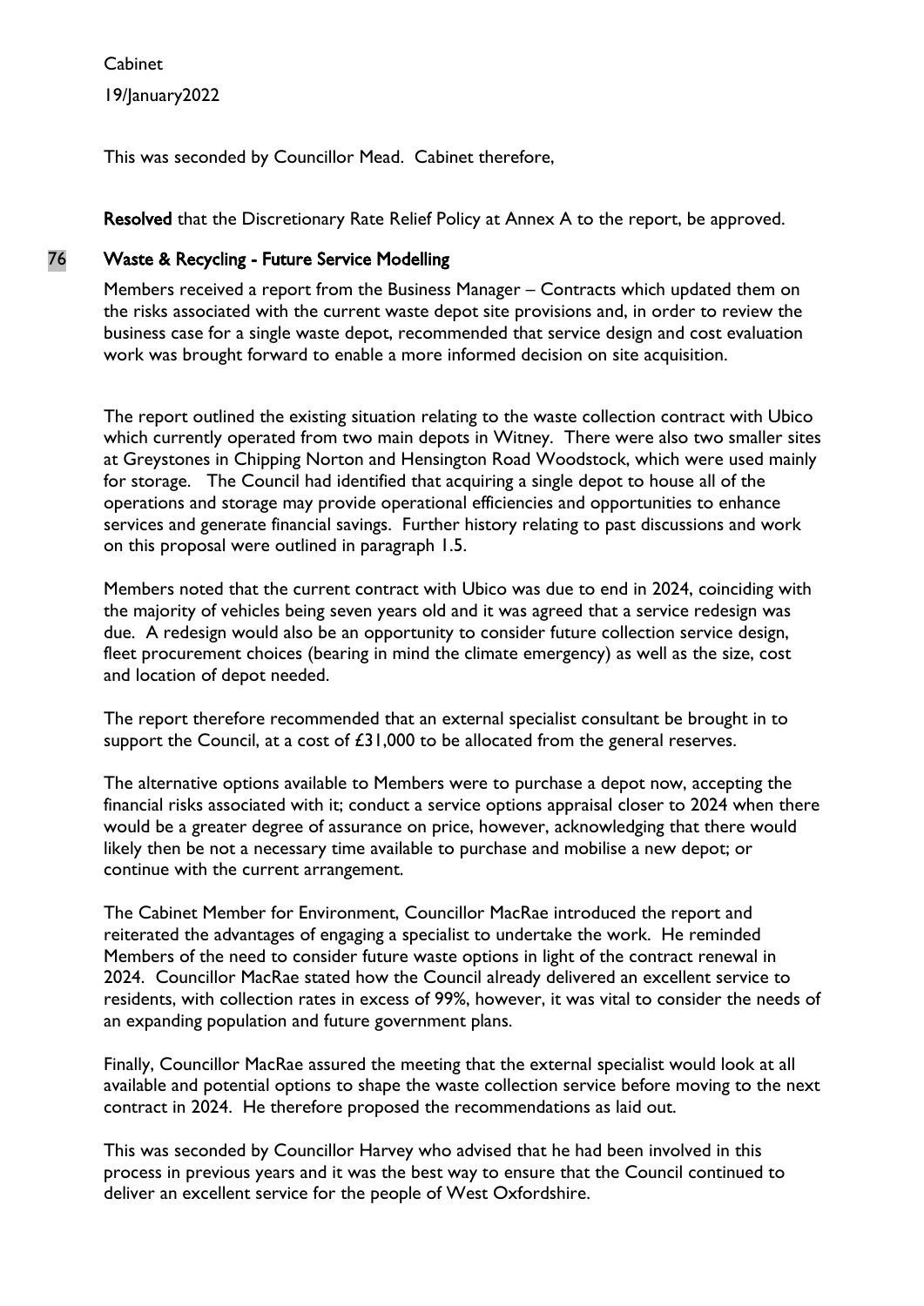This was seconded by Councillor Mead. Cabinet therefore,

**Resolved** that the Discretionary Rate Relief Policy at Annex A to the report, be approved.

## 76 Waste & Recycling - Future Service Modelling

Members received a report from the Business Manager – Contracts which updated them on the risks associated with the current waste depot site provisions and, in order to review the business case for a single waste depot, recommended that service design and cost evaluation work was brought forward to enable a more informed decision on site acquisition.

The report outlined the existing situation relating to the waste collection contract with Ubico which currently operated from two main depots in Witney. There were also two smaller sites at Greystones in Chipping Norton and Hensington Road Woodstock, which were used mainly for storage. The Council had identified that acquiring a single depot to house all of the operations and storage may provide operational efficiencies and opportunities to enhance services and generate financial savings. Further history relating to past discussions and work on this proposal were outlined in paragraph 1.5.

Members noted that the current contract with Ubico was due to end in 2024, coinciding with the majority of vehicles being seven years old and it was agreed that a service redesign was due. A redesign would also be an opportunity to consider future collection service design, fleet procurement choices (bearing in mind the climate emergency) as well as the size, cost and location of depot needed.

The report therefore recommended that an external specialist consultant be brought in to support the Council, at a cost of £31,000 to be allocated from the general reserves.

The alternative options available to Members were to purchase a depot now, accepting the financial risks associated with it; conduct a service options appraisal closer to 2024 when there would be a greater degree of assurance on price, however, acknowledging that there would likely then be not a necessary time available to purchase and mobilise a new depot; or continue with the current arrangement.

The Cabinet Member for Environment, Councillor MacRae introduced the report and reiterated the advantages of engaging a specialist to undertake the work. He reminded Members of the need to consider future waste options in light of the contract renewal in 2024. Councillor MacRae stated how the Council already delivered an excellent service to residents, with collection rates in excess of 99%, however, it was vital to consider the needs of an expanding population and future government plans.

Finally, Councillor MacRae assured the meeting that the external specialist would look at all available and potential options to shape the waste collection service before moving to the next contract in 2024. He therefore proposed the recommendations as laid out.

This was seconded by Councillor Harvey who advised that he had been involved in this process in previous years and it was the best way to ensure that the Council continued to deliver an excellent service for the people of West Oxfordshire.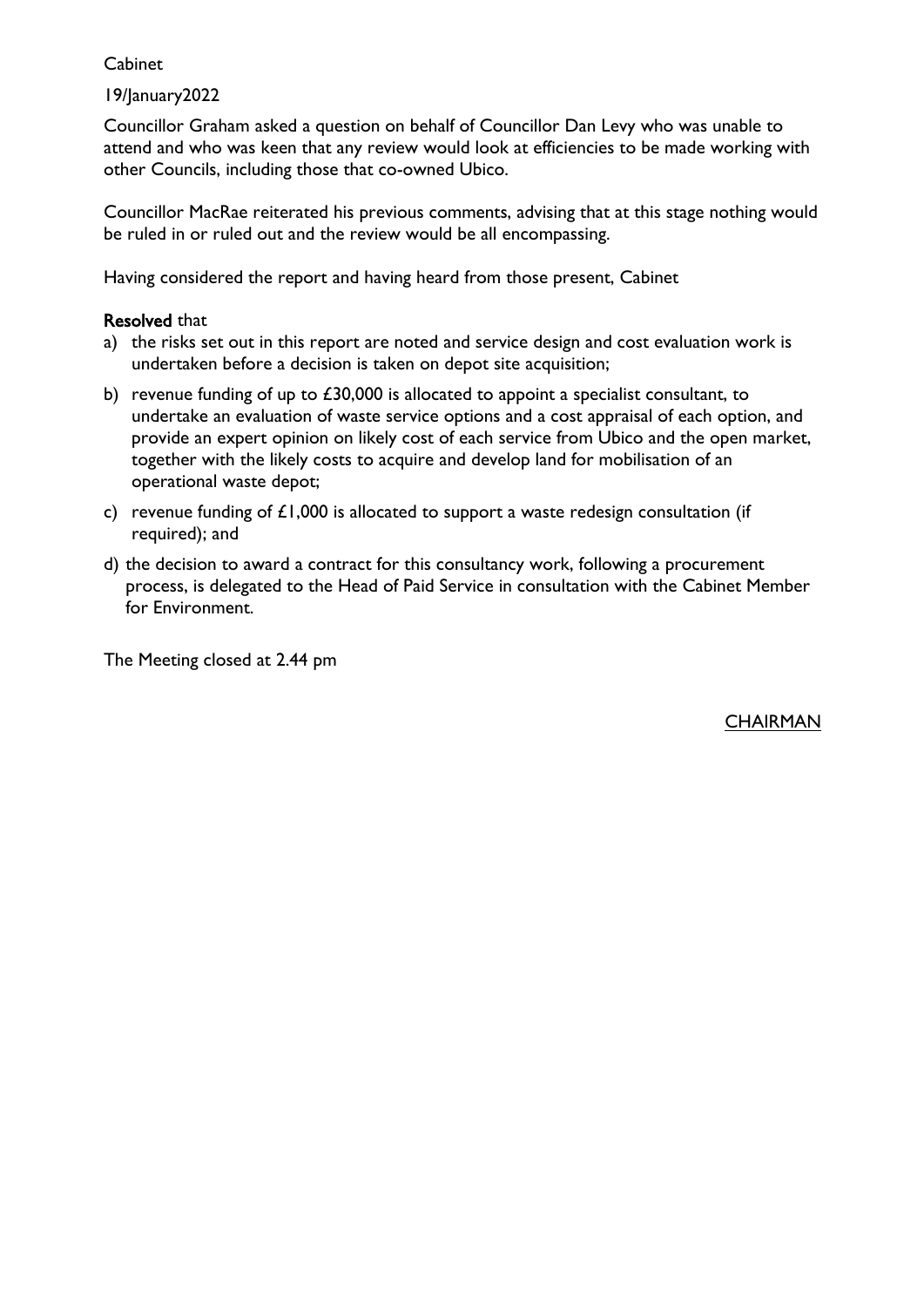Cabinet

19/January2022

Councillor Graham asked a question on behalf of Councillor Dan Levy who was unable to attend and who was keen that any review would look at efficiencies to be made working with other Councils, including those that co-owned Ubico.

Councillor MacRae reiterated his previous comments, advising that at this stage nothing would be ruled in or ruled out and the review would be all encompassing.

Having considered the report and having heard from those present, Cabinet

**Resolved** that

a) the risks set out in this report are noted and service design and cost evaluation work is undertaken before a decision is taken on depot site acquisition;
b) revenue funding of up to £30,000 is allocated to appoint a specialist consultant, to undertake an evaluation of waste service options and a cost appraisal of each option, and provide an expert opinion on likely cost of each service from Ubico and the open market, together with the likely costs to acquire and develop land for mobilisation of an operational waste depot;
c) revenue funding of £1,000 is allocated to support a waste redesign consultation (if required); and
d) the decision to award a contract for this consultancy work, following a procurement process, is delegated to the Head of Paid Service in consultation with the Cabinet Member for Environment.

The Meeting closed at 2.44 pm

CHAIRMAN